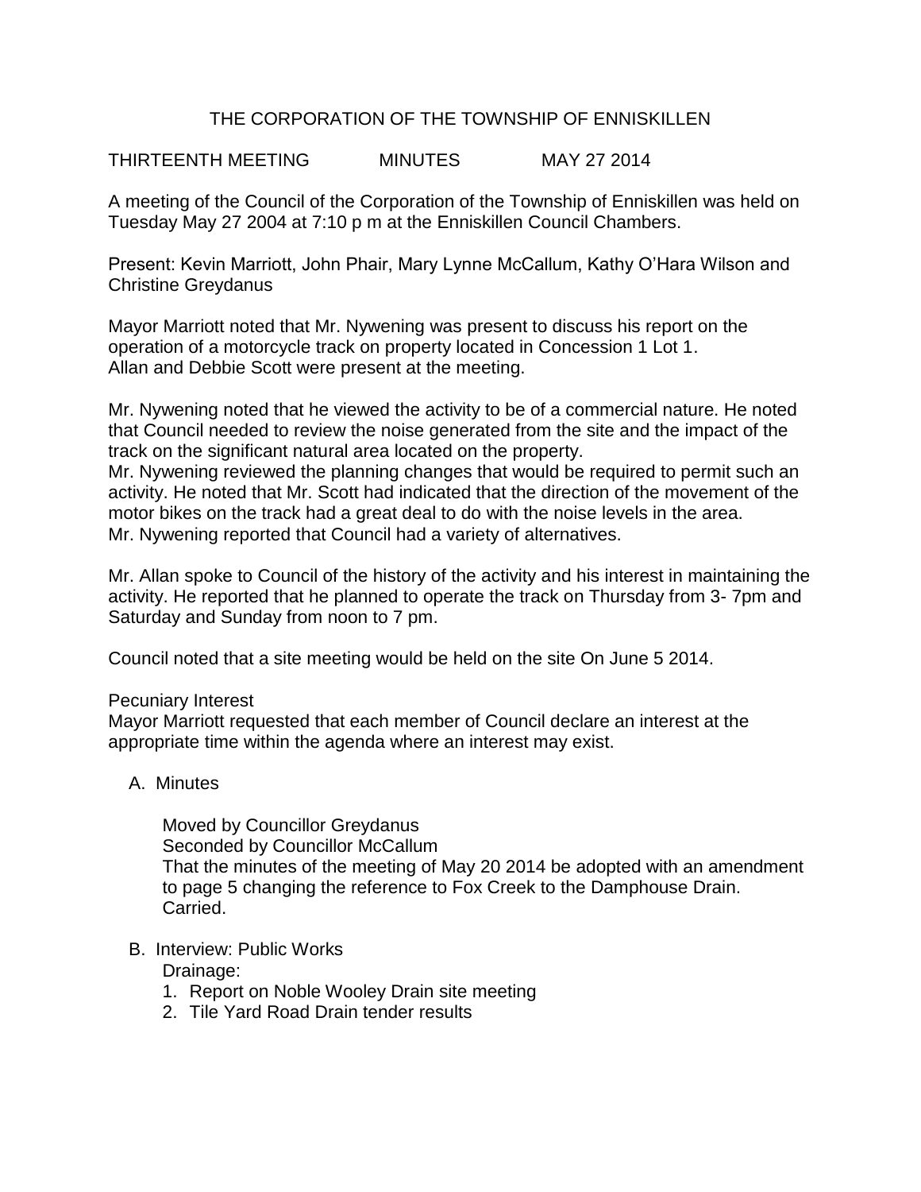# THE CORPORATION OF THE TOWNSHIP OF ENNISKILLEN

THIRTEENTH MEETING MINUTES MAY 27 2014

A meeting of the Council of the Corporation of the Township of Enniskillen was held on Tuesday May 27 2004 at 7:10 p m at the Enniskillen Council Chambers.

Present: Kevin Marriott, John Phair, Mary Lynne McCallum, Kathy O'Hara Wilson and Christine Greydanus

Mayor Marriott noted that Mr. Nywening was present to discuss his report on the operation of a motorcycle track on property located in Concession 1 Lot 1. Allan and Debbie Scott were present at the meeting.

Mr. Nywening noted that he viewed the activity to be of a commercial nature. He noted that Council needed to review the noise generated from the site and the impact of the track on the significant natural area located on the property.
Mr. Nywening reviewed the planning changes that would be required to permit such an activity. He noted that Mr. Scott had indicated that the direction of the movement of the motor bikes on the track had a great deal to do with the noise levels in the area.
Mr. Nywening reported that Council had a variety of alternatives.

Mr. Allan spoke to Council of the history of the activity and his interest in maintaining the activity. He reported that he planned to operate the track on Thursday from 3- 7pm and Saturday and Sunday from noon to 7 pm.

Council noted that a site meeting would be held on the site On June 5 2014.

Pecuniary Interest
Mayor Marriott requested that each member of Council declare an interest at the appropriate time within the agenda where an interest may exist.

A. Minutes

   Moved by Councillor Greydanus
   Seconded by Councillor McCallum
   That the minutes of the meeting of May 20 2014 be adopted with an amendment to page 5 changing the reference to Fox Creek to the Damphouse Drain.
   Carried.

B. Interview: Public Works
   Drainage:
   1. Report on Noble Wooley Drain site meeting
   2. Tile Yard Road Drain tender results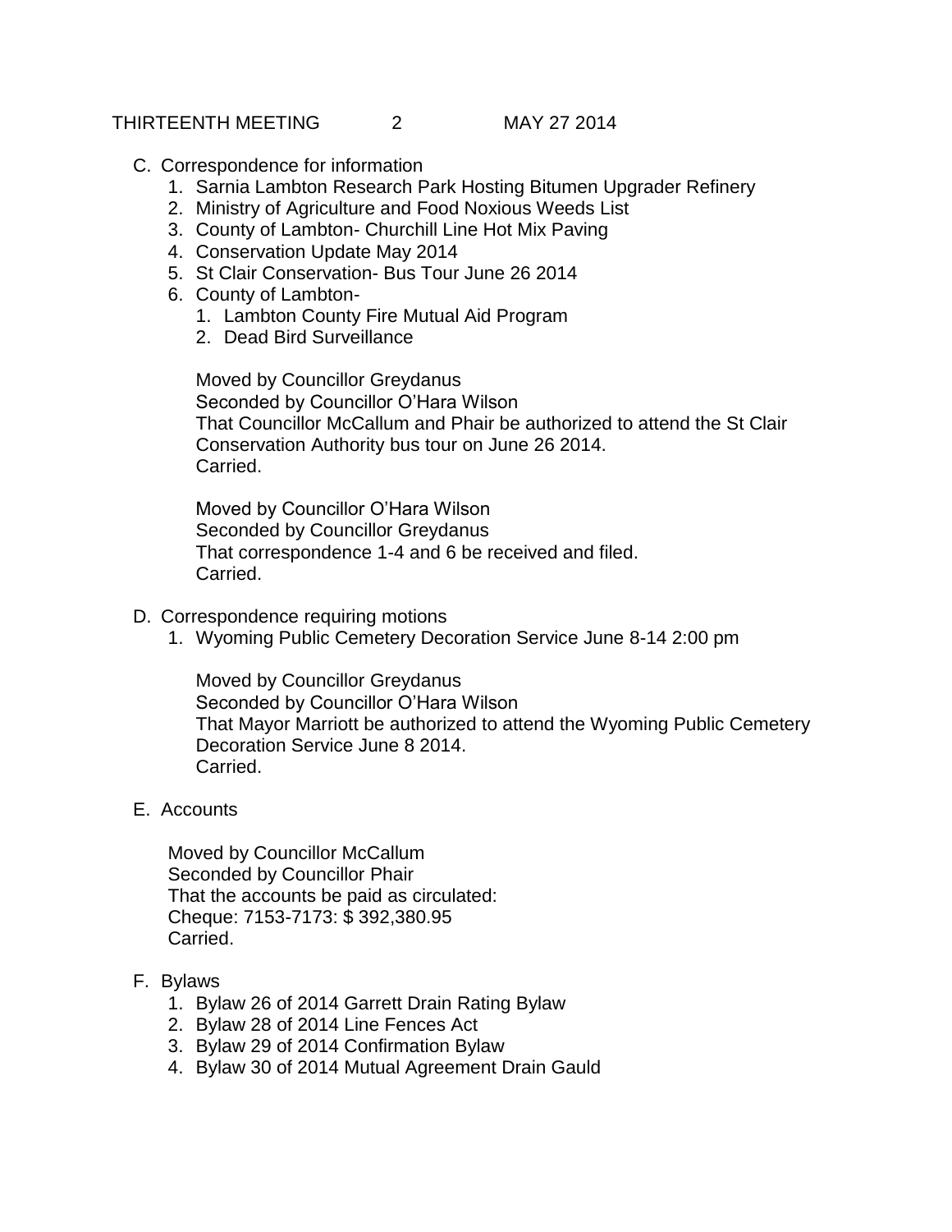C. Correspondence for information
   1. Sarnia Lambton Research Park Hosting Bitumen Upgrader Refinery
   2. Ministry of Agriculture and Food Noxious Weeds List
   3. County of Lambton- Churchill Line Hot Mix Paving
   4. Conservation Update May 2014
   5. St Clair Conservation- Bus Tour June 26 2014
   6. County of Lambton-
      1. Lambton County Fire Mutual Aid Program
      2. Dead Bird Surveillance

   Moved by Councillor Greydanus
   Seconded by Councillor O'Hara Wilson
   That Councillor McCallum and Phair be authorized to attend the St Clair Conservation Authority bus tour on June 26 2014.
   Carried.

   Moved by Councillor O'Hara Wilson
   Seconded by Councillor Greydanus
   That correspondence 1-4 and 6 be received and filed.
   Carried.

D. Correspondence requiring motions
   1. Wyoming Public Cemetery Decoration Service June 8-14 2:00 pm

   Moved by Councillor Greydanus
   Seconded by Councillor O'Hara Wilson
   That Mayor Marriott be authorized to attend the Wyoming Public Cemetery Decoration Service June 8 2014.
   Carried.

E. Accounts

   Moved by Councillor McCallum
   Seconded by Councillor Phair
   That the accounts be paid as circulated:
   Cheque: 7153-7173: $ 392,380.95
   Carried.

F. Bylaws
   1. Bylaw 26 of 2014 Garrett Drain Rating Bylaw
   2. Bylaw 28 of 2014 Line Fences Act
   3. Bylaw 29 of 2014 Confirmation Bylaw
   4. Bylaw 30 of 2014 Mutual Agreement Drain Gauld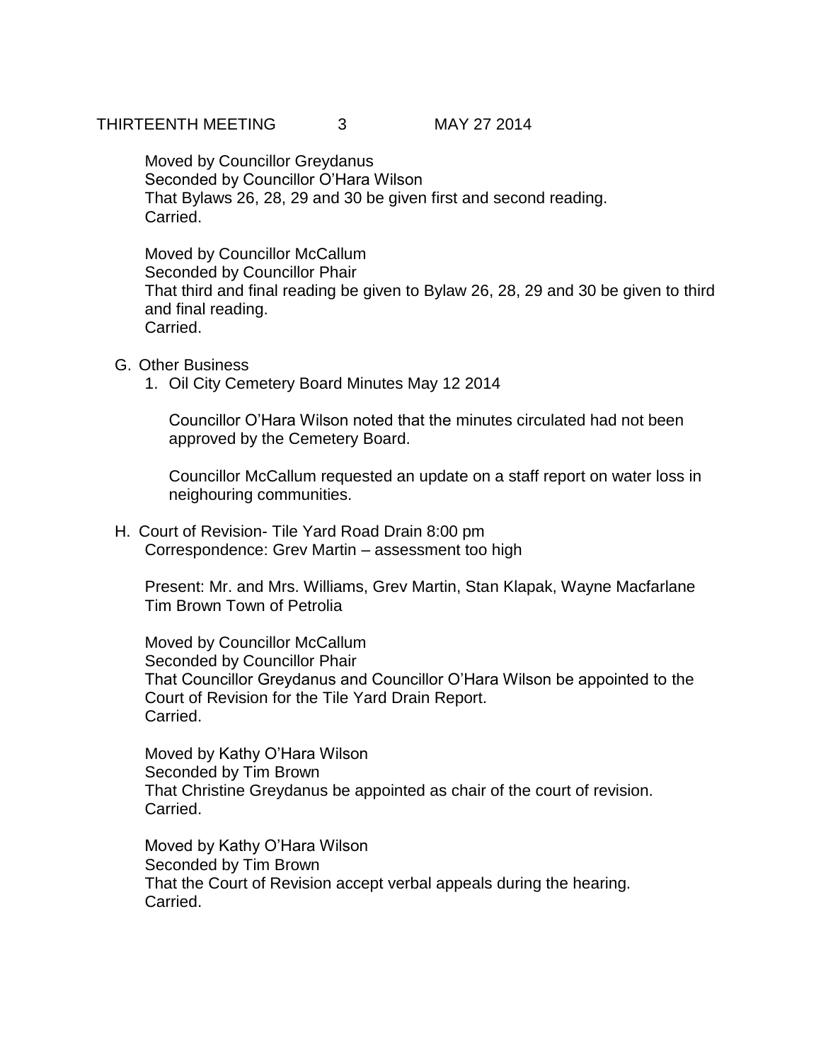Moved by Councillor Greydanus
Seconded by Councillor O'Hara Wilson
That Bylaws 26, 28, 29 and 30 be given first and second reading.
Carried.

Moved by Councillor McCallum
Seconded by Councillor Phair
That third and final reading be given to Bylaw 26, 28, 29 and 30 be given to third and final reading.
Carried.

G. Other Business
   1. Oil City Cemetery Board Minutes May 12 2014

      Councillor O'Hara Wilson noted that the minutes circulated had not been approved by the Cemetery Board.

      Councillor McCallum requested an update on a staff report on water loss in neighouring communities.

H. Court of Revision- Tile Yard Road Drain 8:00 pm
Correspondence: Grev Martin – assessment too high

Present: Mr. and Mrs. Williams, Grev Martin, Stan Klapak, Wayne Macfarlane
Tim Brown Town of Petrolia

Moved by Councillor McCallum
Seconded by Councillor Phair
That Councillor Greydanus and Councillor O'Hara Wilson be appointed to the Court of Revision for the Tile Yard Drain Report.
Carried.

Moved by Kathy O'Hara Wilson
Seconded by Tim Brown
That Christine Greydanus be appointed as chair of the court of revision.
Carried.

Moved by Kathy O'Hara Wilson
Seconded by Tim Brown
That the Court of Revision accept verbal appeals during the hearing.
Carried.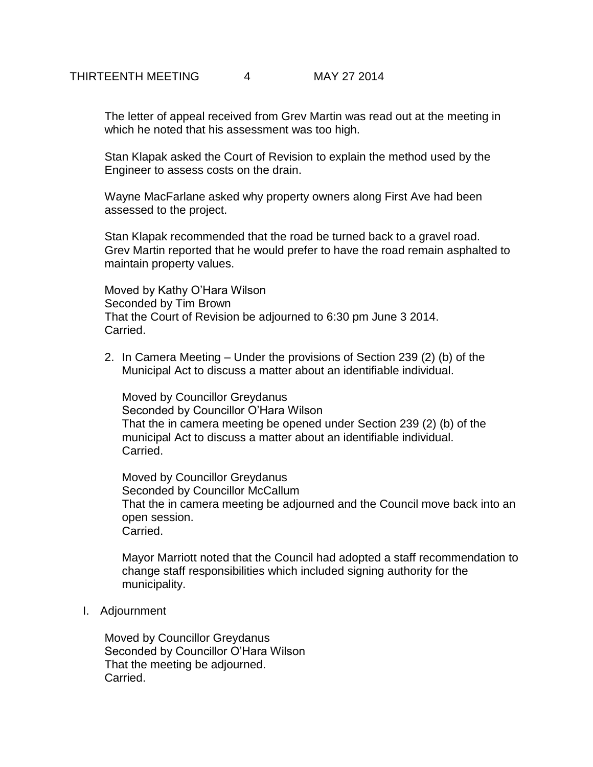The letter of appeal received from Grev Martin was read out at the meeting in which he noted that his assessment was too high.

Stan Klapak asked the Court of Revision to explain the method used by the Engineer to assess costs on the drain.

Wayne MacFarlane asked why property owners along First Ave had been assessed to the project.

Stan Klapak recommended that the road be turned back to a gravel road. Grev Martin reported that he would prefer to have the road remain asphalted to maintain property values.

Moved by Kathy O'Hara Wilson
Seconded by Tim Brown
That the Court of Revision be adjourned to 6:30 pm June 3 2014.
Carried.

2. In Camera Meeting – Under the provisions of Section 239 (2) (b) of the Municipal Act to discuss a matter about an identifiable individual.

   Moved by Councillor Greydanus
   Seconded by Councillor O'Hara Wilson
   That the in camera meeting be opened under Section 239 (2) (b) of the municipal Act to discuss a matter about an identifiable individual.
   Carried.

   Moved by Councillor Greydanus
   Seconded by Councillor McCallum
   That the in camera meeting be adjourned and the Council move back into an open session.
   Carried.

   Mayor Marriott noted that the Council had adopted a staff recommendation to change staff responsibilities which included signing authority for the municipality.

I. Adjournment

Moved by Councillor Greydanus
Seconded by Councillor O'Hara Wilson
That the meeting be adjourned.
Carried.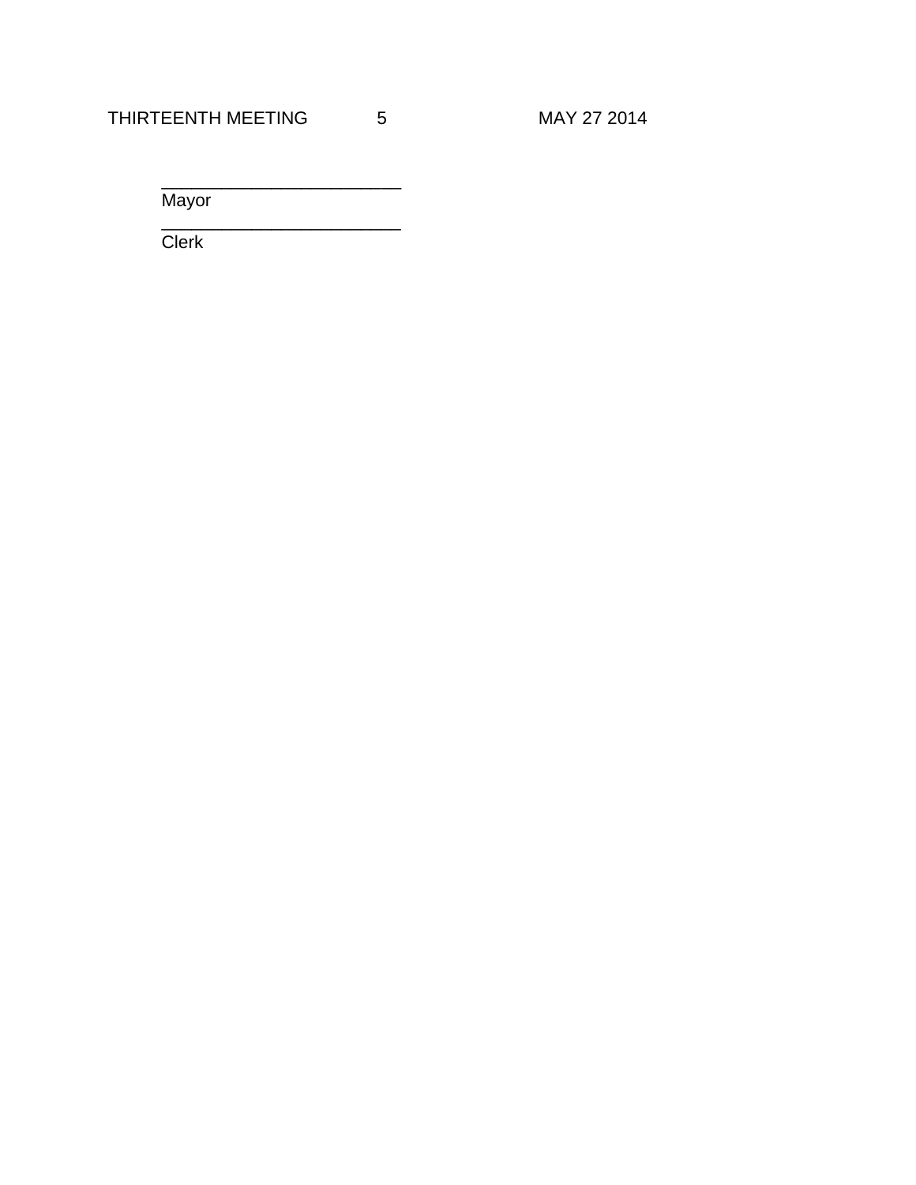_________________________
Mayor

_________________________
Clerk